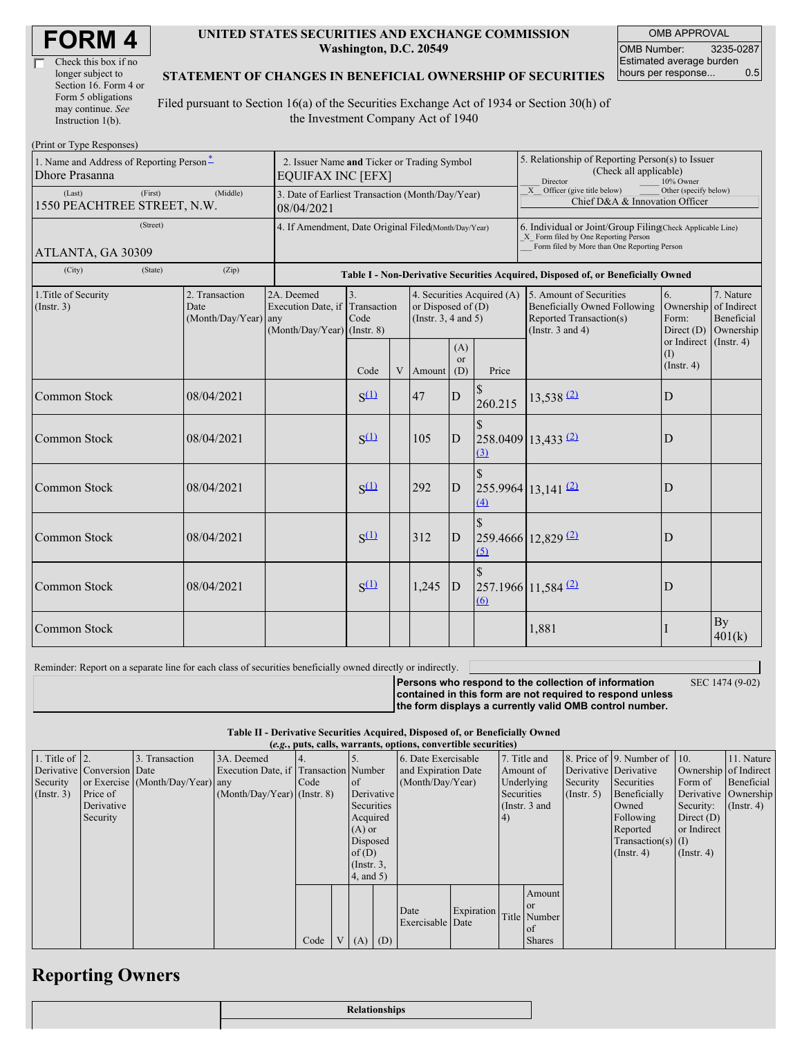# FORM 4

☐ Check this box if no longer subject to Section 16. Form 4 or Form 5 obligations may continue. *See* Instruction 1(b).

**UNITED STATES SECURITIES AND EXCHANGE COMMISSION**
**Washington, D.C. 20549**

**STATEMENT OF CHANGES IN BENEFICIAL OWNERSHIP OF SECURITIES**

Filed pursuant to Section 16(a) of the Securities Exchange Act of 1934 or Section 30(h) of the Investment Company Act of 1940

| OMB APPROVAL | |
|---|---|
| OMB Number: | 3235-0287 |
| Estimated average burden hours per response... | 0.5 |

(Print or Type Responses)

| 1. Name and Address of Reporting Person* | 2. Issuer Name and Ticker or Trading Symbol | 5. Relationship of Reporting Person(s) to Issuer (Check all applicable) |
|---|---|---|
| Dhore Prasanna | EQUIFAX INC [EFX] | ___ Director ___ 10% Owner |
| (Last) (First) (Middle) 1550 PEACHTREE STREET, N.W. | 3. Date of Earliest Transaction (Month/Day/Year) 08/04/2021 | _X_ Officer (give title below) ___ Other (specify below) Chief D&A & Innovation Officer |
| (Street) ATLANTA, GA 30309 | 4. If Amendment, Date Original Filed (Month/Day/Year) | 6. Individual or Joint/Group Filing (Check Applicable Line) _X_ Form filed by One Reporting Person ___ Form filed by More than One Reporting Person |
| (City) (State) (Zip) | | |

**Table I - Non-Derivative Securities Acquired, Disposed of, or Beneficially Owned**

| 1.Title of Security (Instr. 3) | 2. Transaction Date (Month/Day/Year) | 2A. Deemed Execution Date, if any (Month/Day/Year) | 3. Transaction Code (Instr. 8) | | 4. Securities Acquired (A) or Disposed of (D) (Instr. 3, 4 and 5) | | | 5. Amount of Securities Beneficially Owned Following Reported Transaction(s) (Instr. 3 and 4) | 6. Ownership Form: Direct (D) or Indirect (I) (Instr. 4) | 7. Nature of Indirect Beneficial Ownership (Instr. 4) |
|---|---|---|---|---|---|---|---|---|---|---|
| | | | Code | V | Amount | (A) or (D) | Price | | | |
| Common Stock | 08/04/2021 | | S (1) | | 47 | D | $ 260.215 | 13,538 (2) | D | |
| Common Stock | 08/04/2021 | | S (1) | | 105 | D | $ 258.0409 (3) | 13,433 (2) | D | |
| Common Stock | 08/04/2021 | | S (1) | | 292 | D | $ 255.9964 (4) | 13,141 (2) | D | |
| Common Stock | 08/04/2021 | | S (1) | | 312 | D | $ 259.4666 (5) | 12,829 (2) | D | |
| Common Stock | 08/04/2021 | | S (1) | | 1,245 | D | $ 257.1966 (6) | 11,584 (2) | D | |
| Common Stock | | | | | | | | 1,881 | I | By 401(k) |

Reminder: Report on a separate line for each class of securities beneficially owned directly or indirectly.

**Persons who respond to the collection of information contained in this form are not required to respond unless the form displays a currently valid OMB control number.** SEC 1474 (9-02)

**Table II - Derivative Securities Acquired, Disposed of, or Beneficially Owned**
**(*e.g.*, puts, calls, warrants, options, convertible securities)**

| 1. Title of Derivative Security (Instr. 3) | 2. Conversion or Exercise Price of Derivative Security | 3. Transaction Date (Month/Day/Year) | 3A. Deemed Execution Date, if any (Month/Day/Year) | 4. Transaction Code (Instr. 8) | | 5. Number of Derivative Securities Acquired (A) or Disposed of (D) (Instr. 3, 4, and 5) | | 6. Date Exercisable and Expiration Date (Month/Day/Year) | | 7. Title and Amount of Underlying Securities (Instr. 3 and 4) | | 8. Price of Derivative Security (Instr. 5) | 9. Number of Derivative Securities Beneficially Owned Following Reported Transaction(s) (Instr. 4) | 10. Ownership Form of Derivative Security: Direct (D) or Indirect (I) (Instr. 4) | 11. Nature of Indirect Beneficial Ownership (Instr. 4) |
|---|---|---|---|---|---|---|---|---|---|---|---|---|---|---|---|
| | | | | Code | V | (A) | (D) | Date Exercisable | Expiration Date | Title | Amount or Number of Shares | | | | |

## Reporting Owners

| | Relationships |
|---|---|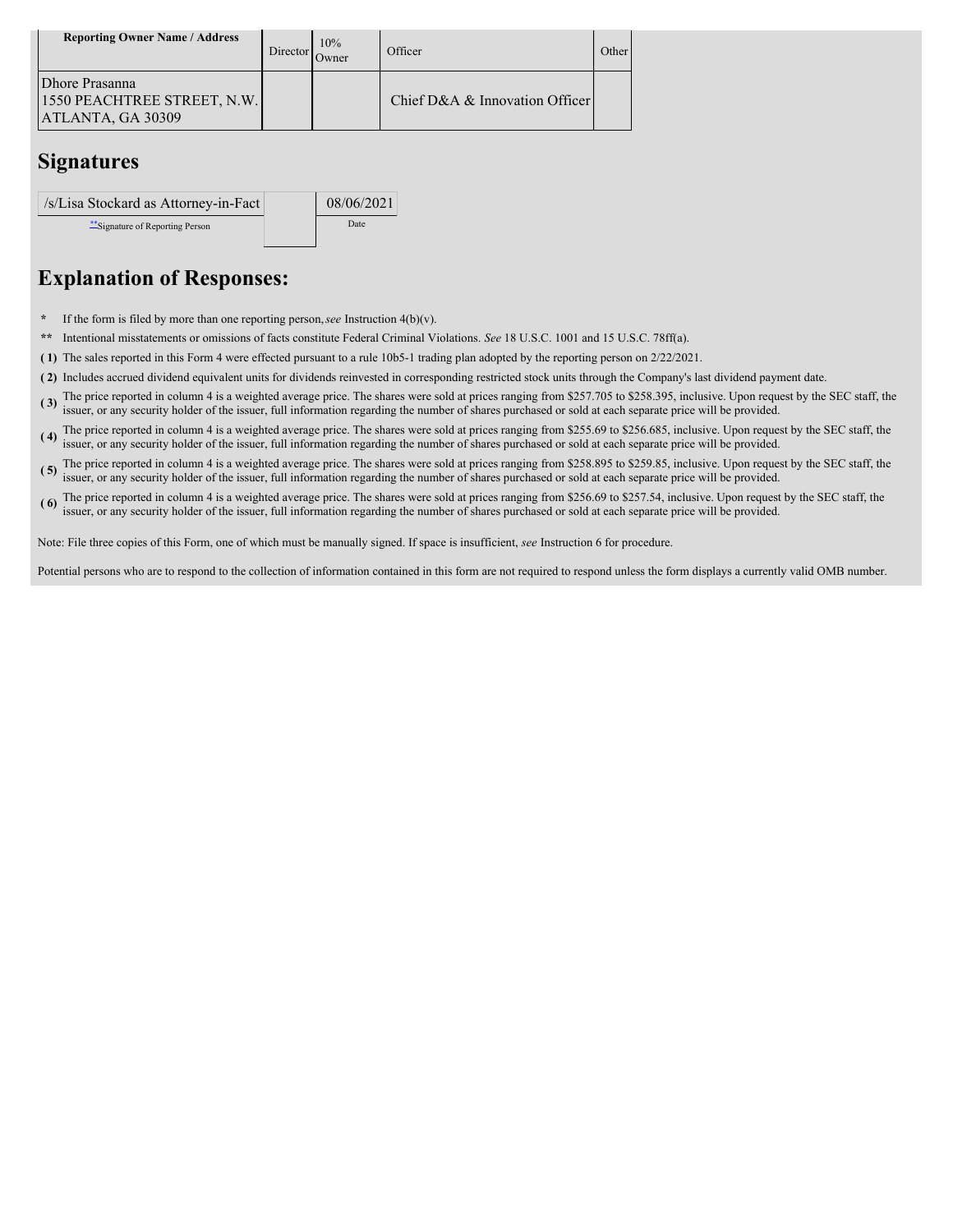| Reporting Owner Name / Address | Director | 10% Owner | Officer | Other |
| --- | --- | --- | --- | --- |
| Dhore Prasanna<br>1550 PEACHTREE STREET, N.W.<br>ATLANTA, GA 30309 | | | Chief D&A & Innovation Officer | |

## Signatures

| /s/Lisa Stockard as Attorney-in-Fact | | 08/06/2021 |
| --- | --- | --- |
| **Signature of Reporting Person | | Date |

## Explanation of Responses:

- \* If the form is filed by more than one reporting person, *see* Instruction 4(b)(v).
- ** Intentional misstatements or omissions of facts constitute Federal Criminal Violations. *See* 18 U.S.C. 1001 and 15 U.S.C. 78ff(a).
- ( 1) The sales reported in this Form 4 were effected pursuant to a rule 10b5-1 trading plan adopted by the reporting person on 2/22/2021.
- ( 2) Includes accrued dividend equivalent units for dividends reinvested in corresponding restricted stock units through the Company's last dividend payment date.
- ( 3) The price reported in column 4 is a weighted average price. The shares were sold at prices ranging from $257.705 to $258.395, inclusive. Upon request by the SEC staff, the issuer, or any security holder of the issuer, full information regarding the number of shares purchased or sold at each separate price will be provided.
- ( 4) The price reported in column 4 is a weighted average price. The shares were sold at prices ranging from $255.69 to $256.685, inclusive. Upon request by the SEC staff, the issuer, or any security holder of the issuer, full information regarding the number of shares purchased or sold at each separate price will be provided.
- ( 5) The price reported in column 4 is a weighted average price. The shares were sold at prices ranging from $258.895 to $259.85, inclusive. Upon request by the SEC staff, the issuer, or any security holder of the issuer, full information regarding the number of shares purchased or sold at each separate price will be provided.
- ( 6) The price reported in column 4 is a weighted average price. The shares were sold at prices ranging from $256.69 to $257.54, inclusive. Upon request by the SEC staff, the issuer, or any security holder of the issuer, full information regarding the number of shares purchased or sold at each separate price will be provided.

Note: File three copies of this Form, one of which must be manually signed. If space is insufficient, *see* Instruction 6 for procedure.

Potential persons who are to respond to the collection of information contained in this form are not required to respond unless the form displays a currently valid OMB number.